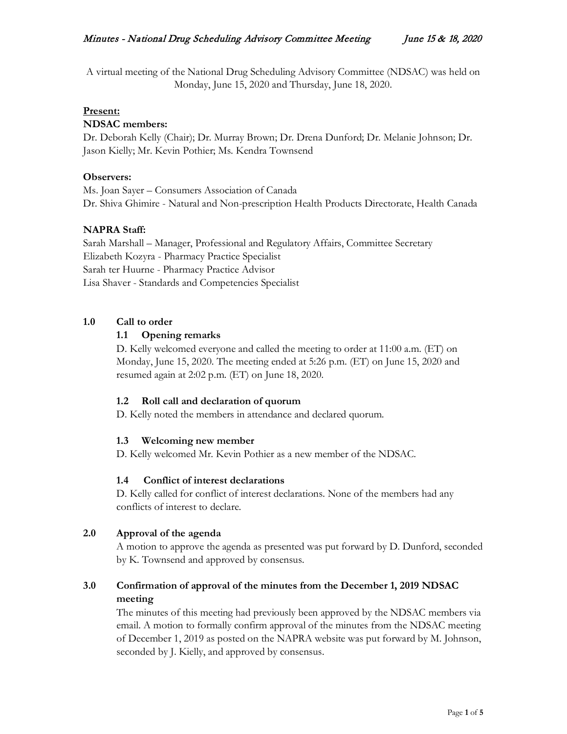A virtual meeting of the National Drug Scheduling Advisory Committee (NDSAC) was held on Monday, June 15, 2020 and Thursday, June 18, 2020.

**Present:**

**NDSAC members:**

Dr. Deborah Kelly (Chair); Dr. Murray Brown; Dr. Drena Dunford; Dr. Melanie Johnson; Dr. Jason Kielly; Mr. Kevin Pothier; Ms. Kendra Townsend

**Observers:**

Ms. Joan Sayer – Consumers Association of Canada
Dr. Shiva Ghimire - Natural and Non-prescription Health Products Directorate, Health Canada

**NAPRA Staff:**

Sarah Marshall – Manager, Professional and Regulatory Affairs, Committee Secretary
Elizabeth Kozyra - Pharmacy Practice Specialist
Sarah ter Huurne - Pharmacy Practice Advisor
Lisa Shaver - Standards and Competencies Specialist

## 1.0 Call to order

### 1.1 Opening remarks

D. Kelly welcomed everyone and called the meeting to order at 11:00 a.m. (ET) on Monday, June 15, 2020. The meeting ended at 5:26 p.m. (ET) on June 15, 2020 and resumed again at 2:02 p.m. (ET) on June 18, 2020.

### 1.2 Roll call and declaration of quorum

D. Kelly noted the members in attendance and declared quorum.

### 1.3 Welcoming new member

D. Kelly welcomed Mr. Kevin Pothier as a new member of the NDSAC.

### 1.4 Conflict of interest declarations

D. Kelly called for conflict of interest declarations. None of the members had any conflicts of interest to declare.

## 2.0 Approval of the agenda

A motion to approve the agenda as presented was put forward by D. Dunford, seconded by K. Townsend and approved by consensus.

## 3.0 Confirmation of approval of the minutes from the December 1, 2019 NDSAC meeting

The minutes of this meeting had previously been approved by the NDSAC members via email. A motion to formally confirm approval of the minutes from the NDSAC meeting of December 1, 2019 as posted on the NAPRA website was put forward by M. Johnson, seconded by J. Kielly, and approved by consensus.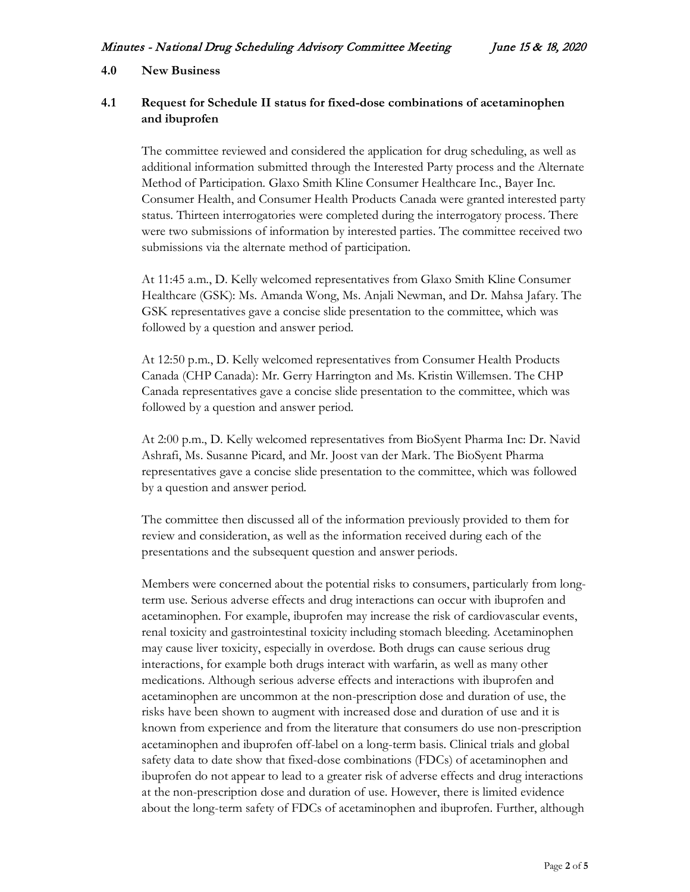## 4.0 New Business

### 4.1 Request for Schedule II status for fixed-dose combinations of acetaminophen and ibuprofen

The committee reviewed and considered the application for drug scheduling, as well as additional information submitted through the Interested Party process and the Alternate Method of Participation. Glaxo Smith Kline Consumer Healthcare Inc., Bayer Inc. Consumer Health, and Consumer Health Products Canada were granted interested party status. Thirteen interrogatories were completed during the interrogatory process. There were two submissions of information by interested parties. The committee received two submissions via the alternate method of participation.

At 11:45 a.m., D. Kelly welcomed representatives from Glaxo Smith Kline Consumer Healthcare (GSK): Ms. Amanda Wong, Ms. Anjali Newman, and Dr. Mahsa Jafary. The GSK representatives gave a concise slide presentation to the committee, which was followed by a question and answer period.

At 12:50 p.m., D. Kelly welcomed representatives from Consumer Health Products Canada (CHP Canada): Mr. Gerry Harrington and Ms. Kristin Willemsen. The CHP Canada representatives gave a concise slide presentation to the committee, which was followed by a question and answer period.

At 2:00 p.m., D. Kelly welcomed representatives from BioSyent Pharma Inc: Dr. Navid Ashrafi, Ms. Susanne Picard, and Mr. Joost van der Mark. The BioSyent Pharma representatives gave a concise slide presentation to the committee, which was followed by a question and answer period.

The committee then discussed all of the information previously provided to them for review and consideration, as well as the information received during each of the presentations and the subsequent question and answer periods.

Members were concerned about the potential risks to consumers, particularly from long-term use. Serious adverse effects and drug interactions can occur with ibuprofen and acetaminophen. For example, ibuprofen may increase the risk of cardiovascular events, renal toxicity and gastrointestinal toxicity including stomach bleeding. Acetaminophen may cause liver toxicity, especially in overdose. Both drugs can cause serious drug interactions, for example both drugs interact with warfarin, as well as many other medications. Although serious adverse effects and interactions with ibuprofen and acetaminophen are uncommon at the non-prescription dose and duration of use, the risks have been shown to augment with increased dose and duration of use and it is known from experience and from the literature that consumers do use non-prescription acetaminophen and ibuprofen off-label on a long-term basis. Clinical trials and global safety data to date show that fixed-dose combinations (FDCs) of acetaminophen and ibuprofen do not appear to lead to a greater risk of adverse effects and drug interactions at the non-prescription dose and duration of use. However, there is limited evidence about the long-term safety of FDCs of acetaminophen and ibuprofen. Further, although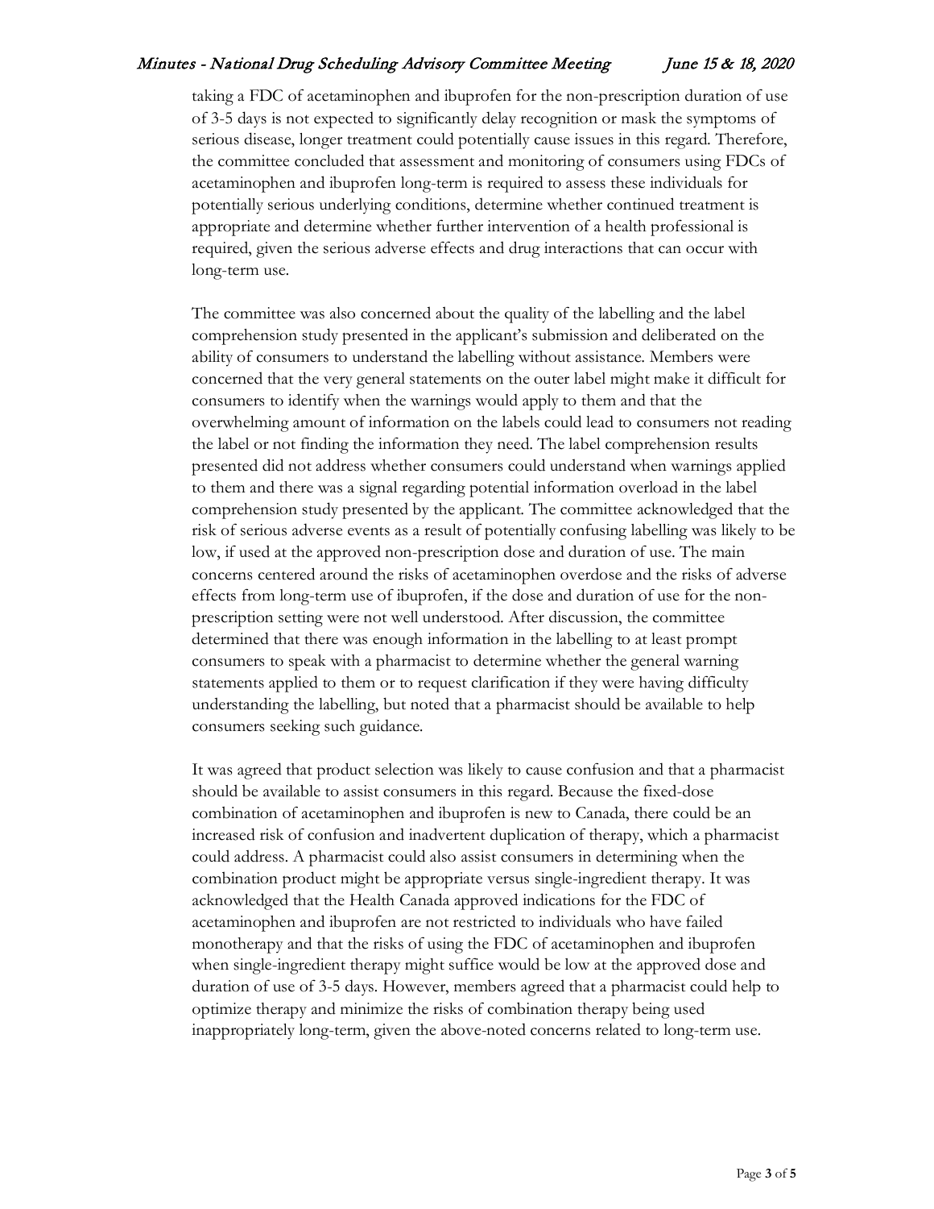taking a FDC of acetaminophen and ibuprofen for the non-prescription duration of use of 3-5 days is not expected to significantly delay recognition or mask the symptoms of serious disease, longer treatment could potentially cause issues in this regard. Therefore, the committee concluded that assessment and monitoring of consumers using FDCs of acetaminophen and ibuprofen long-term is required to assess these individuals for potentially serious underlying conditions, determine whether continued treatment is appropriate and determine whether further intervention of a health professional is required, given the serious adverse effects and drug interactions that can occur with long-term use.

The committee was also concerned about the quality of the labelling and the label comprehension study presented in the applicant's submission and deliberated on the ability of consumers to understand the labelling without assistance. Members were concerned that the very general statements on the outer label might make it difficult for consumers to identify when the warnings would apply to them and that the overwhelming amount of information on the labels could lead to consumers not reading the label or not finding the information they need. The label comprehension results presented did not address whether consumers could understand when warnings applied to them and there was a signal regarding potential information overload in the label comprehension study presented by the applicant. The committee acknowledged that the risk of serious adverse events as a result of potentially confusing labelling was likely to be low, if used at the approved non-prescription dose and duration of use. The main concerns centered around the risks of acetaminophen overdose and the risks of adverse effects from long-term use of ibuprofen, if the dose and duration of use for the non-prescription setting were not well understood. After discussion, the committee determined that there was enough information in the labelling to at least prompt consumers to speak with a pharmacist to determine whether the general warning statements applied to them or to request clarification if they were having difficulty understanding the labelling, but noted that a pharmacist should be available to help consumers seeking such guidance.

It was agreed that product selection was likely to cause confusion and that a pharmacist should be available to assist consumers in this regard. Because the fixed-dose combination of acetaminophen and ibuprofen is new to Canada, there could be an increased risk of confusion and inadvertent duplication of therapy, which a pharmacist could address. A pharmacist could also assist consumers in determining when the combination product might be appropriate versus single-ingredient therapy. It was acknowledged that the Health Canada approved indications for the FDC of acetaminophen and ibuprofen are not restricted to individuals who have failed monotherapy and that the risks of using the FDC of acetaminophen and ibuprofen when single-ingredient therapy might suffice would be low at the approved dose and duration of use of 3-5 days. However, members agreed that a pharmacist could help to optimize therapy and minimize the risks of combination therapy being used inappropriately long-term, given the above-noted concerns related to long-term use.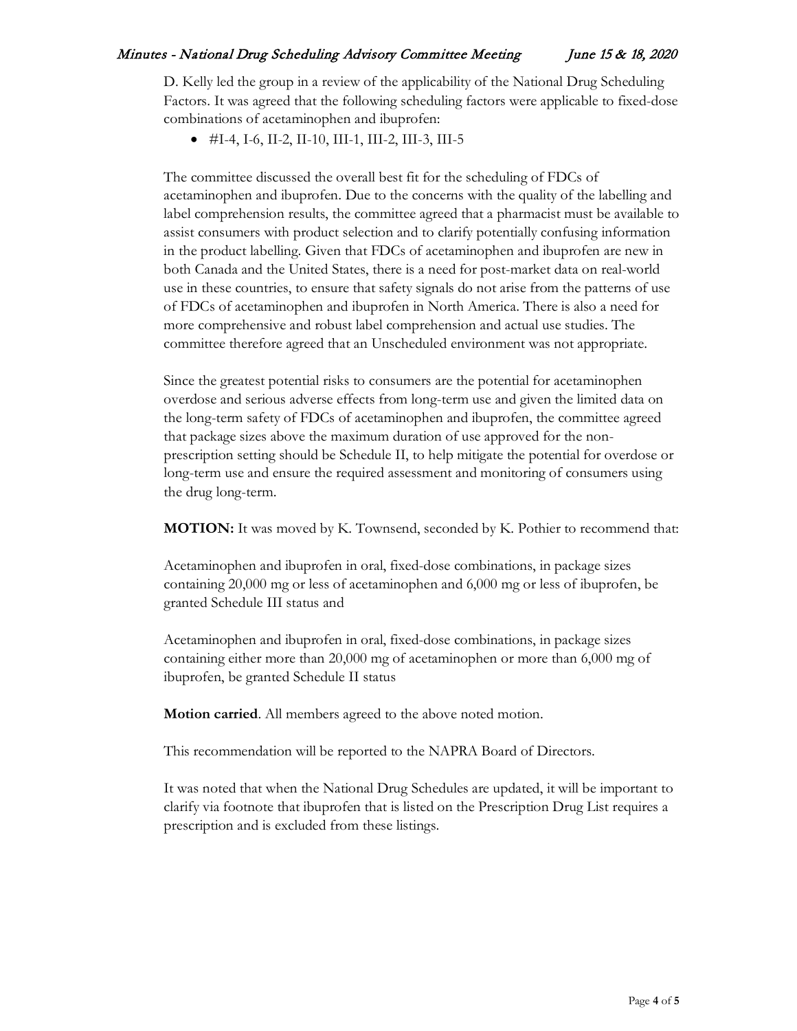D. Kelly led the group in a review of the applicability of the National Drug Scheduling Factors. It was agreed that the following scheduling factors were applicable to fixed-dose combinations of acetaminophen and ibuprofen:

- #I-4, I-6, II-2, II-10, III-1, III-2, III-3, III-5

The committee discussed the overall best fit for the scheduling of FDCs of acetaminophen and ibuprofen. Due to the concerns with the quality of the labelling and label comprehension results, the committee agreed that a pharmacist must be available to assist consumers with product selection and to clarify potentially confusing information in the product labelling. Given that FDCs of acetaminophen and ibuprofen are new in both Canada and the United States, there is a need for post-market data on real-world use in these countries, to ensure that safety signals do not arise from the patterns of use of FDCs of acetaminophen and ibuprofen in North America. There is also a need for more comprehensive and robust label comprehension and actual use studies. The committee therefore agreed that an Unscheduled environment was not appropriate.

Since the greatest potential risks to consumers are the potential for acetaminophen overdose and serious adverse effects from long-term use and given the limited data on the long-term safety of FDCs of acetaminophen and ibuprofen, the committee agreed that package sizes above the maximum duration of use approved for the non-prescription setting should be Schedule II, to help mitigate the potential for overdose or long-term use and ensure the required assessment and monitoring of consumers using the drug long-term.

**MOTION:** It was moved by K. Townsend, seconded by K. Pothier to recommend that:

Acetaminophen and ibuprofen in oral, fixed-dose combinations, in package sizes containing 20,000 mg or less of acetaminophen and 6,000 mg or less of ibuprofen, be granted Schedule III status and

Acetaminophen and ibuprofen in oral, fixed-dose combinations, in package sizes containing either more than 20,000 mg of acetaminophen or more than 6,000 mg of ibuprofen, be granted Schedule II status

**Motion carried**. All members agreed to the above noted motion.

This recommendation will be reported to the NAPRA Board of Directors.

It was noted that when the National Drug Schedules are updated, it will be important to clarify via footnote that ibuprofen that is listed on the Prescription Drug List requires a prescription and is excluded from these listings.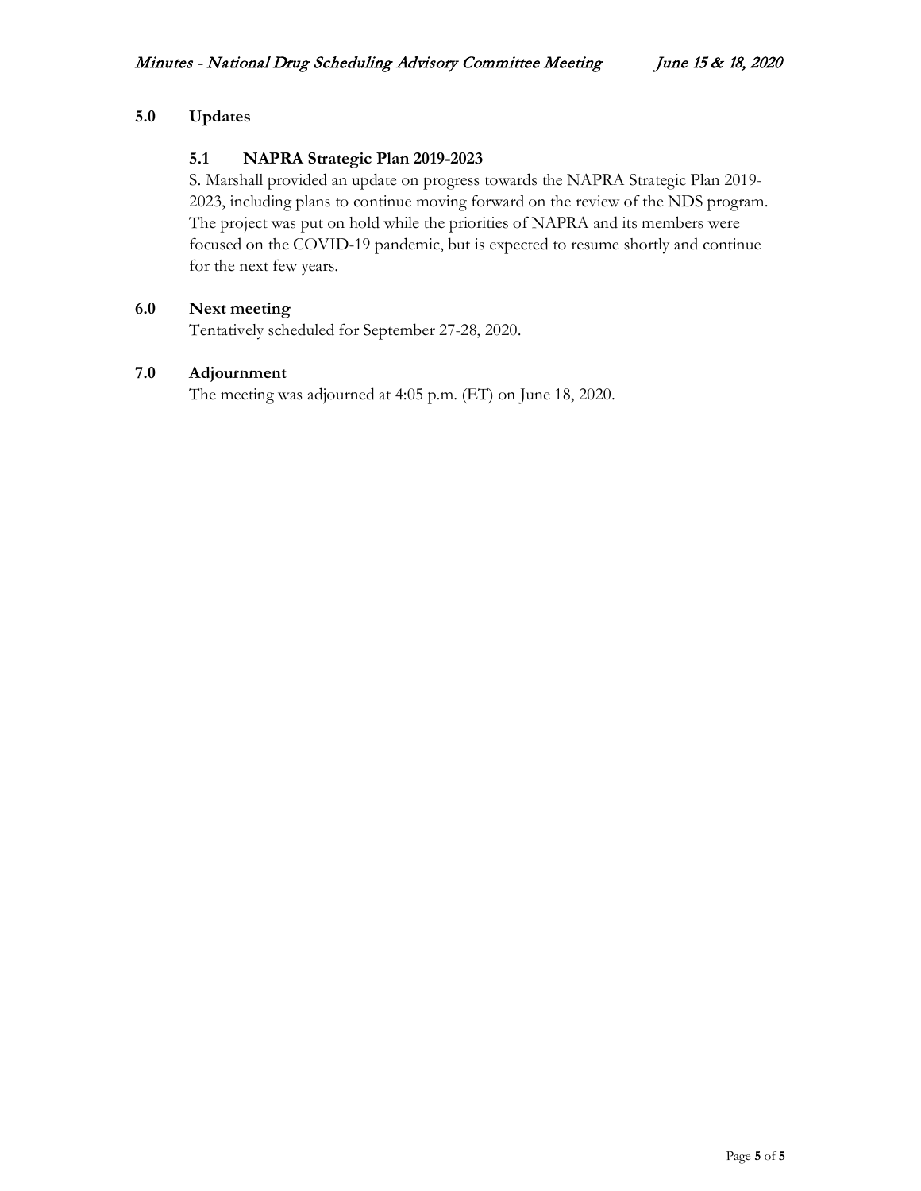## 5.0 Updates

### 5.1 NAPRA Strategic Plan 2019-2023

S. Marshall provided an update on progress towards the NAPRA Strategic Plan 2019-2023, including plans to continue moving forward on the review of the NDS program. The project was put on hold while the priorities of NAPRA and its members were focused on the COVID-19 pandemic, but is expected to resume shortly and continue for the next few years.

## 6.0 Next meeting

Tentatively scheduled for September 27-28, 2020.

## 7.0 Adjournment

The meeting was adjourned at 4:05 p.m. (ET) on June 18, 2020.